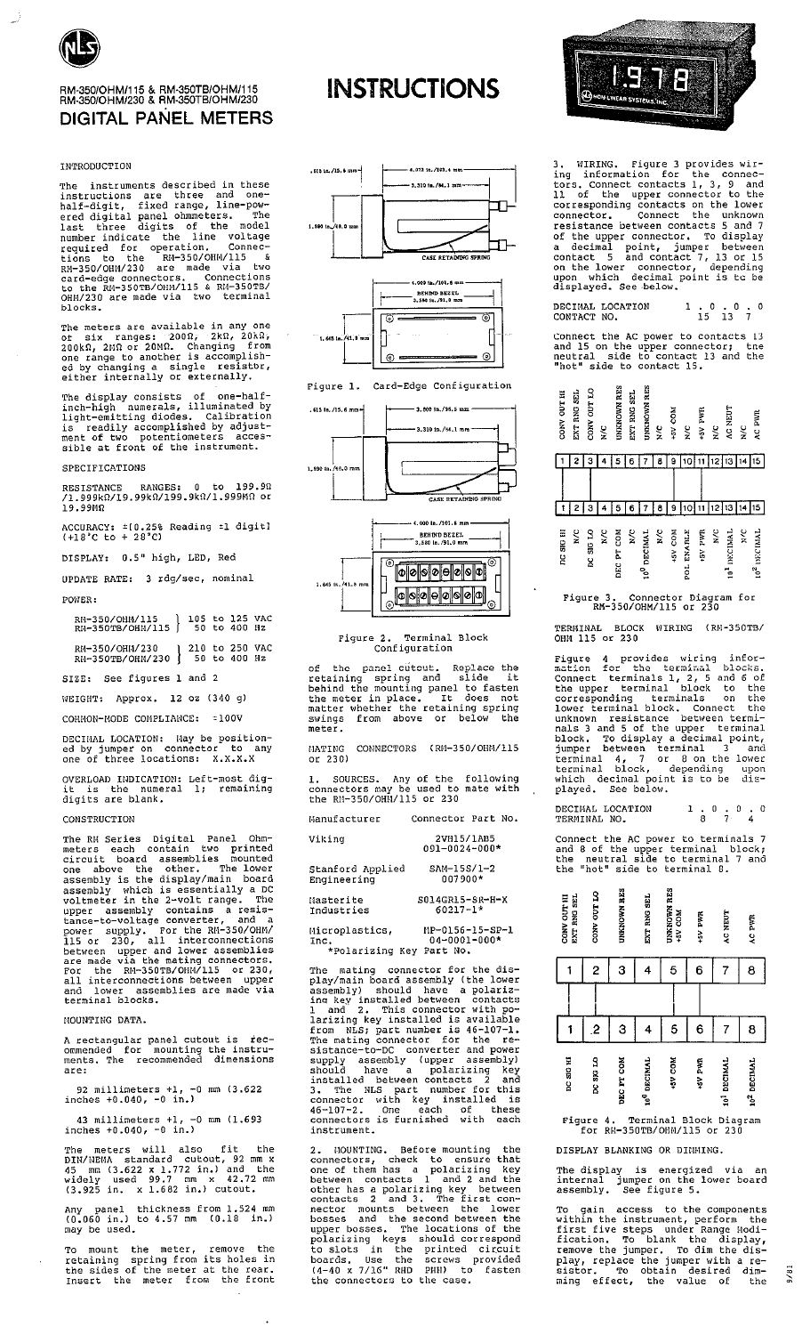RM-350/OHM/115 & RM-350TB/OHM/115
RM-350/OHM/230 & RM-350TB/OHM/230

# DIGITAL PANEL METERS

# INSTRUCTIONS

## INTRODUCTION

The instruments described in these instructions are three and one-half-digit, fixed range, line-powered digital panel ohmmeters. The last three digits of the model number indicate the line voltage required for operation. Connections to the RM-350/OHM/115 & RM-350/OHM/230 are made via two card-edge connectors. Connections to the RM-350TB/OHM/115 & RM-350TB/OHM/230 are made via two terminal blocks.

The meters are available in any one of six ranges: 200Ω, 2kΩ, 20kΩ, 200kΩ, 2MΩ or 20MΩ. Changing from one range to another is accomplished by changing a single resistor, either internally or externally.

The display consists of one-half-inch-high numerals, illuminated by light-emitting diodes. Calibration is readily accomplished by adjustment of two potentiometers accessible at front of the instrument.

## SPECIFICATIONS

RESISTANCE RANGES: 0 to 199.9Ω /1.999kΩ/19.99kΩ/199.9kΩ/1.999MΩ or 19.99MΩ

ACCURACY: ±(0.25% Reading ±1 digit) (+18°C to + 28°C)

DISPLAY: 0.5" high, LED, Red

UPDATE RATE: 3 rdg/sec, nominal

POWER:

| | | |
|---|---|---|
| RM-350/OHM/115<br>RM-350TB/OHM/115 | 105 to 125 VAC<br>50 to 400 Hz |
| RM-350/OHM/230<br>RM-350TB/OHM/230 | 210 to 250 VAC<br>50 to 400 Hz |

SIZE: See figures 1 and 2

WEIGHT: Approx. 12 oz (340 g)

COMMON-MODE COMPLIANCE: ±100V

DECIMAL LOCATION: May be positioned by jumper on connector to any one of three locations: X.X.X.X

OVERLOAD INDICATION: Left-most digit is the numeral 1; remaining digits are blank.

## CONSTRUCTION

The RM Series Digital Panel Ohmmeters each contain two printed circuit board assemblies mounted one above the other. The lower assembly is the display/main board assembly which is essentially a DC voltmeter in the 2-volt range. The upper assembly contains a resistance-to-voltage converter, and a power supply. For the RM-350/OHM/115 or 230, all interconnections between upper and lower assemblies are made via the mating connectors. For the RM-350TB/OHM/115 or 230, all interconnections between upper and lower assemblies are made via terminal blocks.

## MOUNTING DATA.

A rectangular panel cutout is recommended for mounting the instruments. The recommended dimensions are:

92 millimeters +1, -0 mm (3.622 inches +0.040, -0 in.)

43 millimeters +1, -0 mm (1.693 inches +0.040, -0 in.)

The meters will also fit the DIN/NEMA standard cutout, 92 mm x 45 mm (3.622 x 1.772 in.) and the widely used 99.7 mm x 42.72 mm (3.925 in. x 1.682 in.) cutout.

Any panel thickness from 1.524 mm (0.060 in.) to 4.57 mm (0.18 in.) may be used.

To mount the meter, remove the retaining spring from its holes in the sides of the meter at the rear. Insert the meter from the front

.610 in./15.5 mm
4.073 in./103.4 mm
3.310 in./84.1 mm
1.580 in./40.0 mm
CASE RETAINING SPRING
4.000 in./101.6 mm
BEHIND BEZEL
3.580 in./91.0 mm
1.645 in./41.8 mm

Figure 1. Card-Edge Configuration

.615 in./15.6 mm
3.800 in./96.5 mm
3.310 in./84.1 mm
1.590 in./40.0 mm
CASE RETAINING SPRING
4.000 in./101.6 mm
BEHIND BEZEL
3.580 in./91.0 mm
1.645 in./41.8 mm

Figure 2. Terminal Block Configuration

of the panel cutout. Replace the retaining spring and slide it behind the mounting panel to fasten the meter in place. It does not matter whether the retaining spring swings from above or below the meter.

MATING CONNECTORS (RM-350/OHM/115 or 230)

1. SOURCES. Any of the following connectors may be used to mate with the RM-350/OHM/115 or 230

| Manufacturer | Connector Part No. |
|---|---|
| Viking | 2VH15/1AB5<br>091-0024-000* |
| Stanford Applied Engineering | SAM-15S/1-2<br>007900* |
| Masterite Industries | S014GR15-SR-H-X<br>60217-1* |
| Microplastics, Inc. | MP-0156-15-SP-1<br>04-0001-000* |

*Polarizing Key Part No.

The mating connector for the display/main board assembly (the lower assembly) should have a polarizing key installed between contacts 1 and 2. This connector with polarizing key installed is available from NLS; part number is 46-107-1. The mating connector for the resistance-to-DC converter and power supply assembly (upper assembly) should have a polarizing key installed between contacts 2 and 3. The NLS part number for this connector with key installed is 46-107-2. One each of these connectors is furnished with each instrument.

2. MOUNTING. Before mounting the connectors, check to ensure that one of them has a polarizing key between contacts 1 and 2 and the other has a polarizing key between contacts 2 and 3. The first connector mounts between the lower bosses and the second between the upper bosses. The locations of the polarizing keys should correspond to slots in the printed circuit boards. Use the screws provided (4-40 x 7/16" RHD PHH) to fasten the connectors to the case.

3. WIRING. Figure 3 provides wiring information for the connectors. Connect contacts 1, 3, 9 and 11 of the upper connector to the corresponding contacts on the lower connector. Connect the unknown resistance between contacts 5 and 7 of the upper connector. To display a decimal point, jumper between contact 5 and contact 7, 13 or 15 on the lower connector, depending upon which decimal point is to be displayed. See below.

| | | | | |
|---|---|---|---|---|
| DECIMAL LOCATION | 1 | . 0 | . 0 | . 0 |
| CONTACT NO. | | 15 | 13 | 7 |

Connect the AC power to contacts 13 and 15 on the upper connector; the neutral side to contact 13 and the "hot" side to contact 15.

Upper connector: 1 CONV OUT HI, 2 EXT RNG SEL, 3 CONV OUT LO, 4 N/C, 5 UNKNOWN RES, 6 EXT RNG SEL, 7 UNKNOWN RES, 8 N/C, 9 +5V COM, 10 N/C, 11 +5V PWR, 12 N/C, 13 AC NEUT, 14 N/C, 15 AC PWR

Lower connector: 1 DC SIG HI, 2 N/C, 3 DC SIG LO, 4 N/C, 5 DEC PT COM, 6 N/C, 7 $10^0$ DECIMAL, 8 N/C, 9 +5V COM, 10 POL ENABLE, 11 +5V PWR, 12 N/C, 13 $10^1$ DECIMAL, 14 N/C, 15 $10^2$ DECIMAL

Figure 3. Connector Diagram for RM-350/OHM/115 or 230

TERMINAL BLOCK WIRING (RM-350TB/OHM 115 or 230)

Figure 4 provides wiring information for the terminal blocks. Connect terminals 1, 2, 5 and 6 of the upper terminal block to the corresponding terminals on the lower terminal block. Connect the unknown resistance between terminals 3 and 5 of the upper terminal block. To display a decimal point, jumper between terminal 3 and terminal 4, 7 or 8 on the lower terminal block, depending upon which decimal point is to be displayed. See below.

| | | | | |
|---|---|---|---|---|
| DECIMAL LOCATION | 1 | . 0 | . 0 | . 0 |
| TERMINAL NO. | | 8 | 7 | 4 |

Connect the AC power to terminals 7 and 8 of the upper terminal block; the neutral side to terminal 7 and the "hot" side to terminal 8.

Upper terminal block: 1 CONV OUT HI / EXT RNG SEL, 2 CONV OUT LO, 3 UNKNOWN RES, 4 EXT RNG SEL, 5 UNKNOWN RES / +5V COM, 6 +5V PWR, 7 AC NEUT, 8 AC PWR

Lower terminal block: 1 DC SIG HI, 2 DC SIG LO, 3 DEC PT COM, 4 $10^0$ DECIMAL, 5 +5V COM, 6 +5V PWR, 7 $10^1$ DECIMAL, 8 $10^2$ DECIMAL

Figure 4. Terminal Block Diagram for RM-350TB/OHM/115 or 230

DISPLAY BLANKING OR DIMMING.

The display is energized via an internal jumper on the lower board assembly. See figure 5.

To gain access to the components within the instrument, perform the first five steps under Range Modification. To blank the display, remove the jumper. To dim the display, replace the jumper with a resistor. To obtain desired dimming effect, the value of the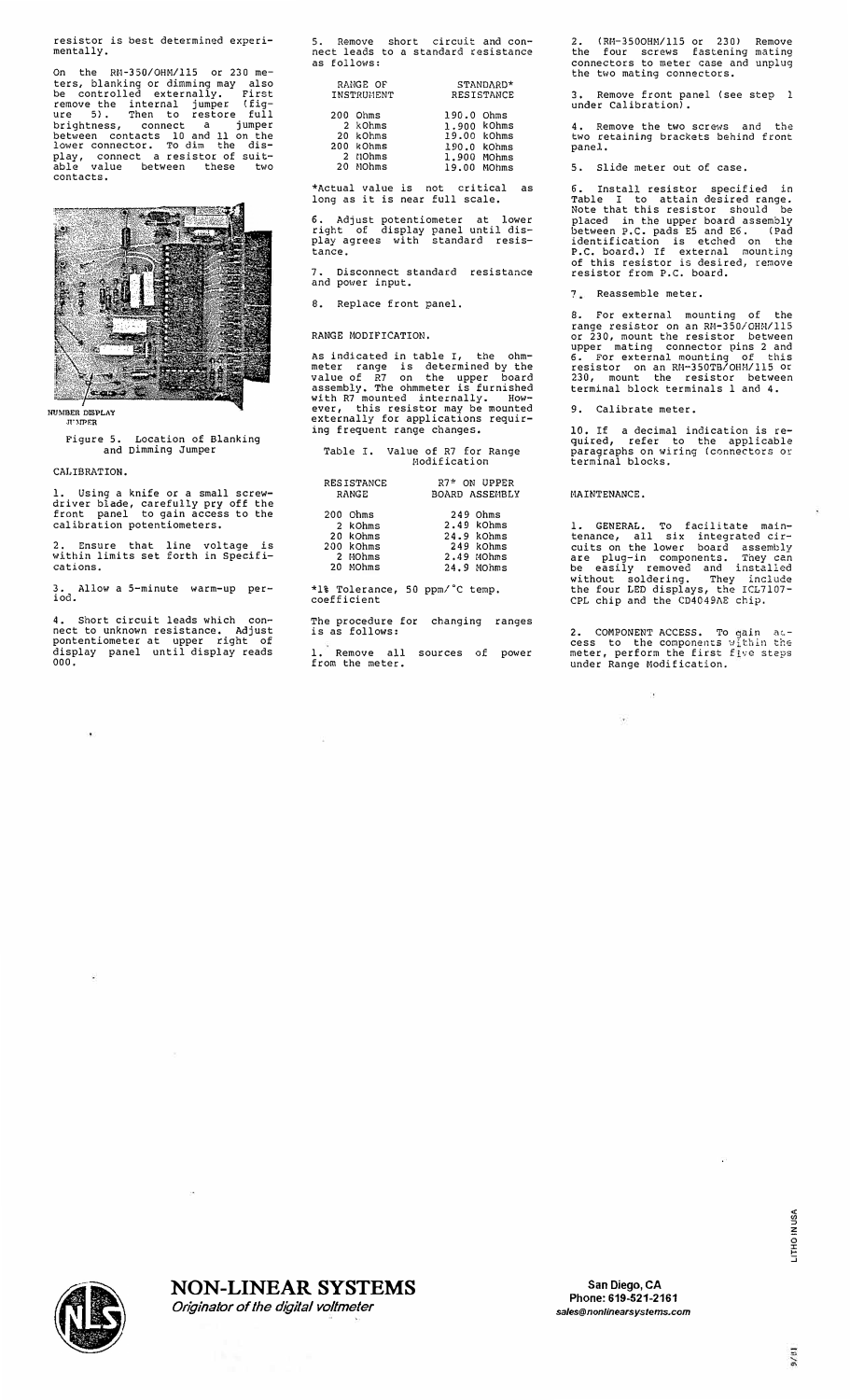resistor is best determined experimentally.

On the RM-350/OHM/115 or 230 meters, blanking or dimming may also be controlled externally. First remove the internal jumper (figure 5). Then to restore full brightness, connect a jumper between contacts 10 and 11 on the lower connector. To dim the display, connect a resistor of suitable value between these two contacts.

NUMBER DISPLAY
JUMPER

Figure 5. Location of Blanking and Dimming Jumper

## CALIBRATION.

1. Using a knife or a small screwdriver blade, carefully pry off the front panel to gain access to the calibration potentiometers.

2. Ensure that line voltage is within limits set forth in Specifications.

3. Allow a 5-minute warm-up period.

4. Short circuit leads which connect to unknown resistance. Adjust pontentiometer at upper right of display panel until display reads 000.

5. Remove short circuit and connect leads to a standard resistance as follows:

| RANGE OF INSTRUMENT | STANDARD* RESISTANCE |
|---|---|
| 200 Ohms | 190.0 Ohms |
| 2 kOhms | 1.900 kOhms |
| 20 kOhms | 19.00 kOhms |
| 200 kOhms | 190.0 kOhms |
| 2 MOhms | 1.900 MOhms |
| 20 MOhms | 19.00 MOhms |

*Actual value is not critical as long as it is near full scale.

6. Adjust potentiometer at lower right of display panel until display agrees with standard resistance.

7. Disconnect standard resistance and power input.

8. Replace front panel.

## RANGE MODIFICATION.

As indicated in table I, the ohmmeter range is determined by the value of R7 on the upper board assembly. The ohmmeter is furnished with R7 mounted internally. However, this resistor may be mounted externally for applications requiring frequent range changes.

Table I. Value of R7 for Range Modification

| RESISTANCE RANGE | R7* ON UPPER BOARD ASSEMBLY |
|---|---|
| 200 Ohms | 249 Ohms |
| 2 kOhms | 2.49 kOhms |
| 20 kOhms | 24.9 kOhms |
| 200 kOhms | 249 kOhms |
| 2 MOhms | 2.49 MOhms |
| 20 MOhms | 24.9 MOhms |

*1% Tolerance, 50 ppm/°C temp. coefficient

The procedure for changing ranges is as follows:

1. Remove all sources of power from the meter.

2. (RM-350OHM/115 or 230) Remove the four screws fastening mating connectors to meter case and unplug the two mating connectors.

3. Remove front panel (see step 1 under Calibration).

4. Remove the two screws and the two retaining brackets behind front panel.

5. Slide meter out of case.

6. Install resistor specified in Table I to attain desired range. Note that this resistor should be placed in the upper board assembly between P.C. pads E5 and E6. (Pad identification is etched on the P.C. board.) If external mounting of this resistor is desired, remove resistor from P.C. board.

7. Reassemble meter.

8. For external mounting of the range resistor on an RM-350/OHM/115 or 230, mount the resistor between upper mating connector pins 2 and 6. For external mounting of this resistor on an RM-350TB/OHM/115 or 230, mount the resistor between terminal block terminals 1 and 4.

9. Calibrate meter.

10. If a decimal indication is required, refer to the applicable paragraphs on wiring (connectors or terminal blocks.

## MAINTENANCE.

1. GENERAL. To facilitate maintenance, all six integrated circuits on the lower board assembly are plug-in components. They can be easily removed and installed without soldering. They include the four LED displays, the ICL7107-CPL chip and the CD4049AE chip.

2. COMPONENT ACCESS. To gain access to the components within the meter, perform the first five steps under Range Modification.

**NON-LINEAR SYSTEMS**
*Originator of the digital voltmeter*

San Diego, CA
Phone: 619-521-2161
*sales@nonlinearsystems.com*

LITHO IN USA

9/01